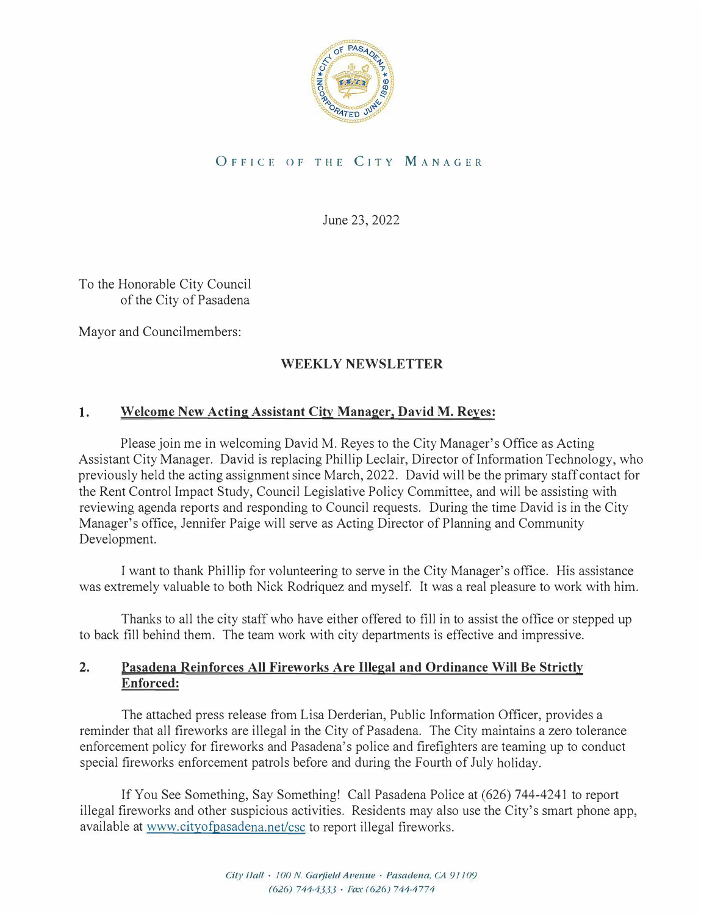OFFICE OF THE CITY MANAGER

June 23, 2022

To the Honorable City Council
of the City of Pasadena

Mayor and Councilmembers:

## WEEKLY NEWSLETTER

### 1. Welcome New Acting Assistant City Manager, David M. Reyes:

Please join me in welcoming David M. Reyes to the City Manager's Office as Acting Assistant City Manager. David is replacing Phillip Leclair, Director of Information Technology, who previously held the acting assignment since March, 2022. David will be the primary staff contact for the Rent Control Impact Study, Council Legislative Policy Committee, and will be assisting with reviewing agenda reports and responding to Council requests. During the time David is in the City Manager's office, Jennifer Paige will serve as Acting Director of Planning and Community Development.

I want to thank Phillip for volunteering to serve in the City Manager's office. His assistance was extremely valuable to both Nick Rodriquez and myself. It was a real pleasure to work with him.

Thanks to all the city staff who have either offered to fill in to assist the office or stepped up to back fill behind them. The team work with city departments is effective and impressive.

### 2. Pasadena Reinforces All Fireworks Are Illegal and Ordinance Will Be Strictly Enforced:

The attached press release from Lisa Derderian, Public Information Officer, provides a reminder that all fireworks are illegal in the City of Pasadena. The City maintains a zero tolerance enforcement policy for fireworks and Pasadena's police and firefighters are teaming up to conduct special fireworks enforcement patrols before and during the Fourth of July holiday.

If You See Something, Say Something! Call Pasadena Police at (626) 744-4241 to report illegal fireworks and other suspicious activities. Residents may also use the City's smart phone app, available at www.cityofpasadena.net/csc to report illegal fireworks.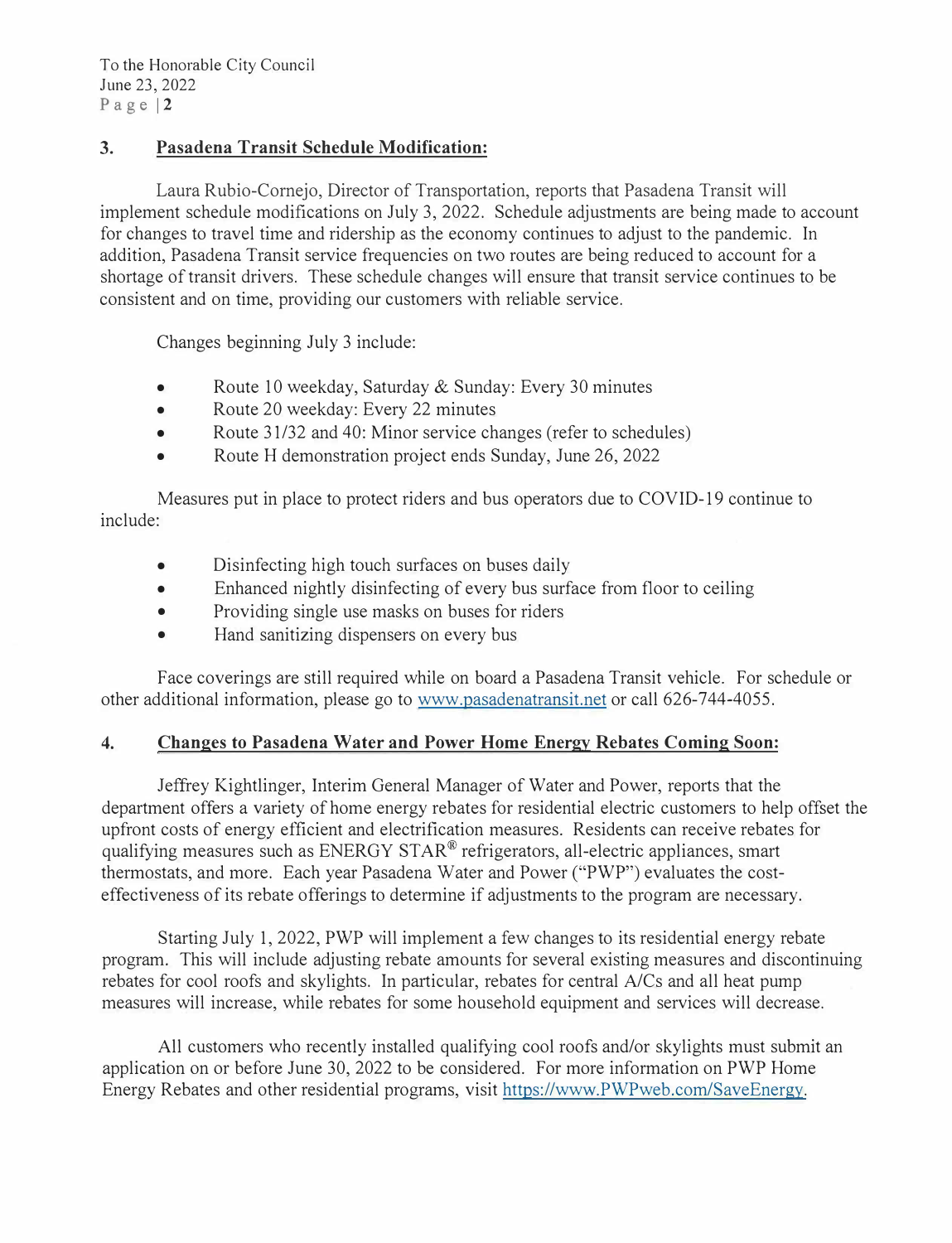### 3. **Pasadena Transit Schedule Modification:**

Laura Rubio-Cornejo, Director of Transportation, reports that Pasadena Transit will implement schedule modifications on July 3, 2022. Schedule adjustments are being made to account for changes to travel time and ridership as the economy continues to adjust to the pandemic. In addition, Pasadena Transit service frequencies on two routes are being reduced to account for a shortage of transit drivers. These schedule changes will ensure that transit service continues to be consistent and on time, providing our customers with reliable service.

Changes beginning July 3 include:

- Route 10 weekday, Saturday & Sunday: Every 30 minutes
- Route 20 weekday: Every 22 minutes
- Route 31/32 and 40: Minor service changes (refer to schedules)
- Route H demonstration project ends Sunday, June 26, 2022

Measures put in place to protect riders and bus operators due to COVID-19 continue to include:

- Disinfecting high touch surfaces on buses daily
- Enhanced nightly disinfecting of every bus surface from floor to ceiling
- Providing single use masks on buses for riders
- Hand sanitizing dispensers on every bus

Face coverings are still required while on board a Pasadena Transit vehicle. For schedule or other additional information, please go to www.pasadenatransit.net or call 626-744-4055.

### 4. **Changes to Pasadena Water and Power Home Energy Rebates Coming Soon:**

Jeffrey Kightlinger, Interim General Manager of Water and Power, reports that the department offers a variety of home energy rebates for residential electric customers to help offset the upfront costs of energy efficient and electrification measures. Residents can receive rebates for qualifying measures such as ENERGY STAR® refrigerators, all-electric appliances, smart thermostats, and more. Each year Pasadena Water and Power ("PWP") evaluates the cost-effectiveness of its rebate offerings to determine if adjustments to the program are necessary.

Starting July 1, 2022, PWP will implement a few changes to its residential energy rebate program. This will include adjusting rebate amounts for several existing measures and discontinuing rebates for cool roofs and skylights. In particular, rebates for central A/Cs and all heat pump measures will increase, while rebates for some household equipment and services will decrease.

All customers who recently installed qualifying cool roofs and/or skylights must submit an application on or before June 30, 2022 to be considered. For more information on PWP Home Energy Rebates and other residential programs, visit https://www.PWPweb.com/SaveEnergy.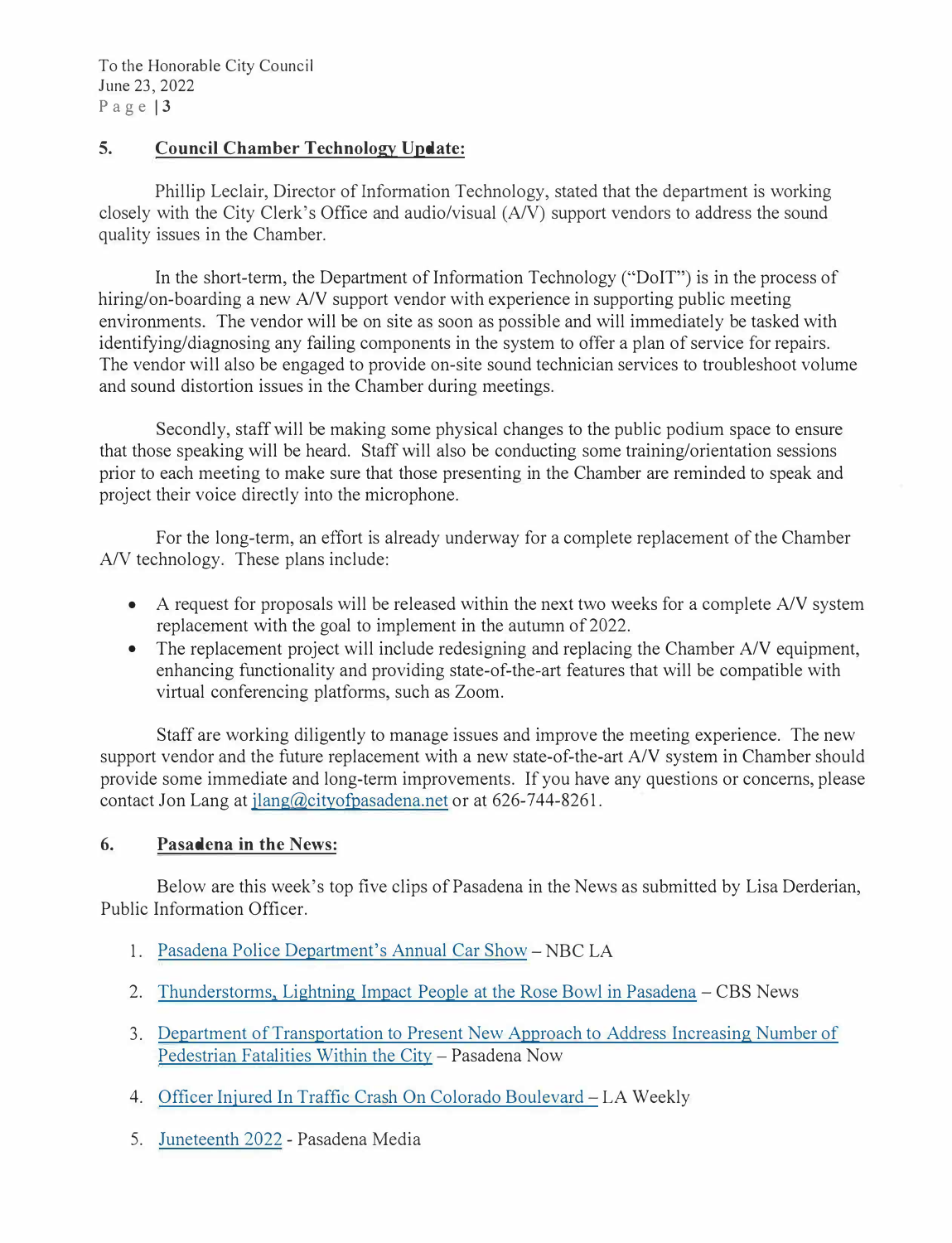## 5. Council Chamber Technology Update:

Phillip Leclair, Director of Information Technology, stated that the department is working closely with the City Clerk's Office and audio/visual (A/V) support vendors to address the sound quality issues in the Chamber.

In the short-term, the Department of Information Technology ("DoIT") is in the process of hiring/on-boarding a new A/V support vendor with experience in supporting public meeting environments. The vendor will be on site as soon as possible and will immediately be tasked with identifying/diagnosing any failing components in the system to offer a plan of service for repairs. The vendor will also be engaged to provide on-site sound technician services to troubleshoot volume and sound distortion issues in the Chamber during meetings.

Secondly, staff will be making some physical changes to the public podium space to ensure that those speaking will be heard. Staff will also be conducting some training/orientation sessions prior to each meeting to make sure that those presenting in the Chamber are reminded to speak and project their voice directly into the microphone.

For the long-term, an effort is already underway for a complete replacement of the Chamber A/V technology. These plans include:

- A request for proposals will be released within the next two weeks for a complete A/V system replacement with the goal to implement in the autumn of 2022.
- The replacement project will include redesigning and replacing the Chamber A/V equipment, enhancing functionality and providing state-of-the-art features that will be compatible with virtual conferencing platforms, such as Zoom.

Staff are working diligently to manage issues and improve the meeting experience. The new support vendor and the future replacement with a new state-of-the-art A/V system in Chamber should provide some immediate and long-term improvements. If you have any questions or concerns, please contact Jon Lang at jlang@cityofpasadena.net or at 626-744-8261.

## 6. Pasadena in the News:

Below are this week's top five clips of Pasadena in the News as submitted by Lisa Derderian, Public Information Officer.

1. Pasadena Police Department's Annual Car Show – NBC LA
2. Thunderstorms, Lightning Impact People at the Rose Bowl in Pasadena – CBS News
3. Department of Transportation to Present New Approach to Address Increasing Number of Pedestrian Fatalities Within the City – Pasadena Now
4. Officer Injured In Traffic Crash On Colorado Boulevard – LA Weekly
5. Juneteenth 2022 - Pasadena Media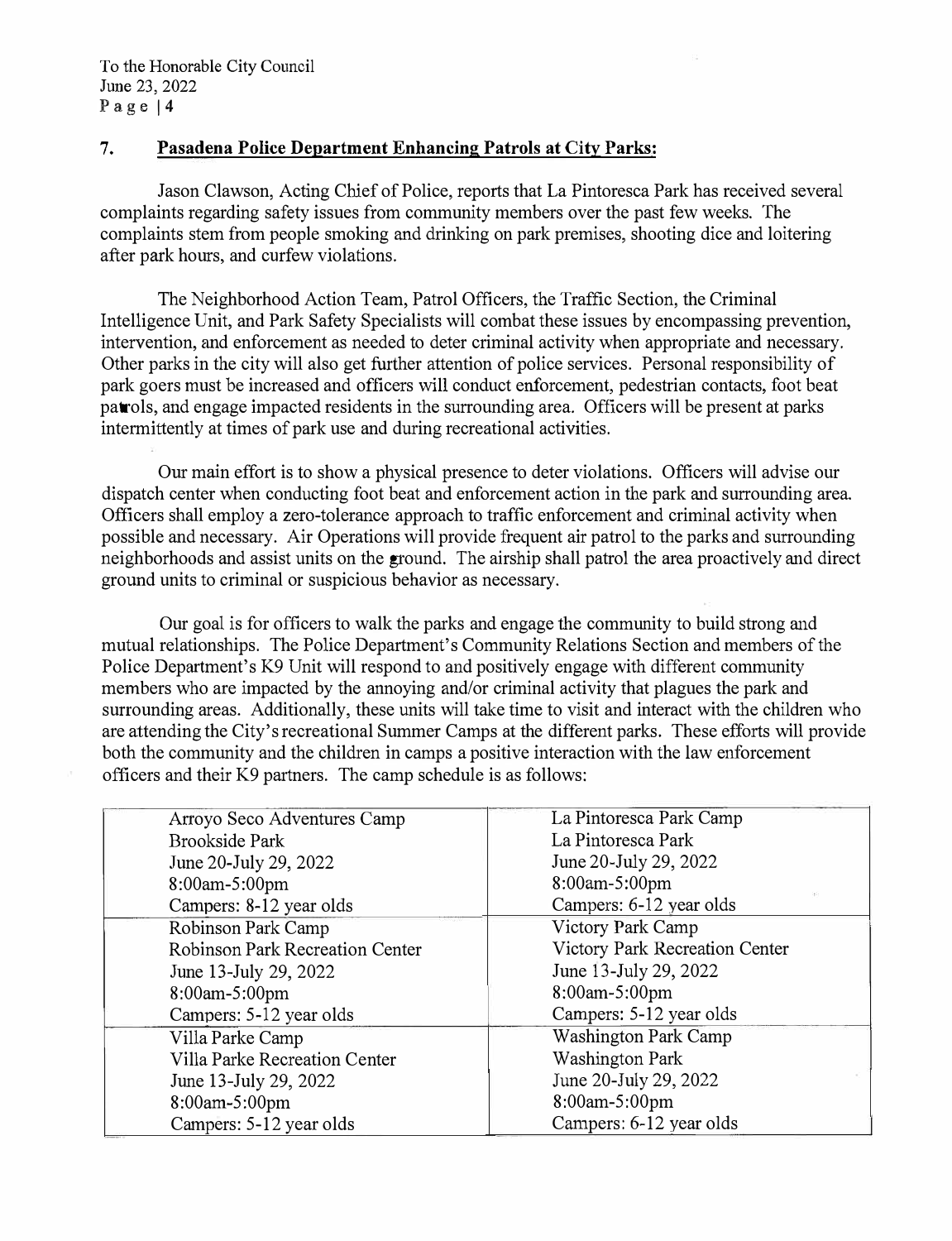## 7. Pasadena Police Department Enhancing Patrols at City Parks:

Jason Clawson, Acting Chief of Police, reports that La Pintoresca Park has received several complaints regarding safety issues from community members over the past few weeks. The complaints stem from people smoking and drinking on park premises, shooting dice and loitering after park hours, and curfew violations.

The Neighborhood Action Team, Patrol Officers, the Traffic Section, the Criminal Intelligence Unit, and Park Safety Specialists will combat these issues by encompassing prevention, intervention, and enforcement as needed to deter criminal activity when appropriate and necessary. Other parks in the city will also get further attention of police services. Personal responsibility of park goers must be increased and officers will conduct enforcement, pedestrian contacts, foot beat patrols, and engage impacted residents in the surrounding area. Officers will be present at parks intermittently at times of park use and during recreational activities.

Our main effort is to show a physical presence to deter violations. Officers will advise our dispatch center when conducting foot beat and enforcement action in the park and surrounding area. Officers shall employ a zero-tolerance approach to traffic enforcement and criminal activity when possible and necessary. Air Operations will provide frequent air patrol to the parks and surrounding neighborhoods and assist units on the ground. The airship shall patrol the area proactively and direct ground units to criminal or suspicious behavior as necessary.

Our goal is for officers to walk the parks and engage the community to build strong and mutual relationships. The Police Department's Community Relations Section and members of the Police Department's K9 Unit will respond to and positively engage with different community members who are impacted by the annoying and/or criminal activity that plagues the park and surrounding areas. Additionally, these units will take time to visit and interact with the children who are attending the City's recreational Summer Camps at the different parks. These efforts will provide both the community and the children in camps a positive interaction with the law enforcement officers and their K9 partners. The camp schedule is as follows:

| | |
|---|---|
| Arroyo Seco Adventures Camp<br>Brookside Park<br>June 20-July 29, 2022<br>8:00am-5:00pm<br>Campers: 8-12 year olds | La Pintoresca Park Camp<br>La Pintoresca Park<br>June 20-July 29, 2022<br>8:00am-5:00pm<br>Campers: 6-12 year olds |
| Robinson Park Camp<br>Robinson Park Recreation Center<br>June 13-July 29, 2022<br>8:00am-5:00pm<br>Campers: 5-12 year olds | Victory Park Camp<br>Victory Park Recreation Center<br>June 13-July 29, 2022<br>8:00am-5:00pm<br>Campers: 5-12 year olds |
| Villa Parke Camp<br>Villa Parke Recreation Center<br>June 13-July 29, 2022<br>8:00am-5:00pm<br>Campers: 5-12 year olds | Washington Park Camp<br>Washington Park<br>June 20-July 29, 2022<br>8:00am-5:00pm<br>Campers: 6-12 year olds |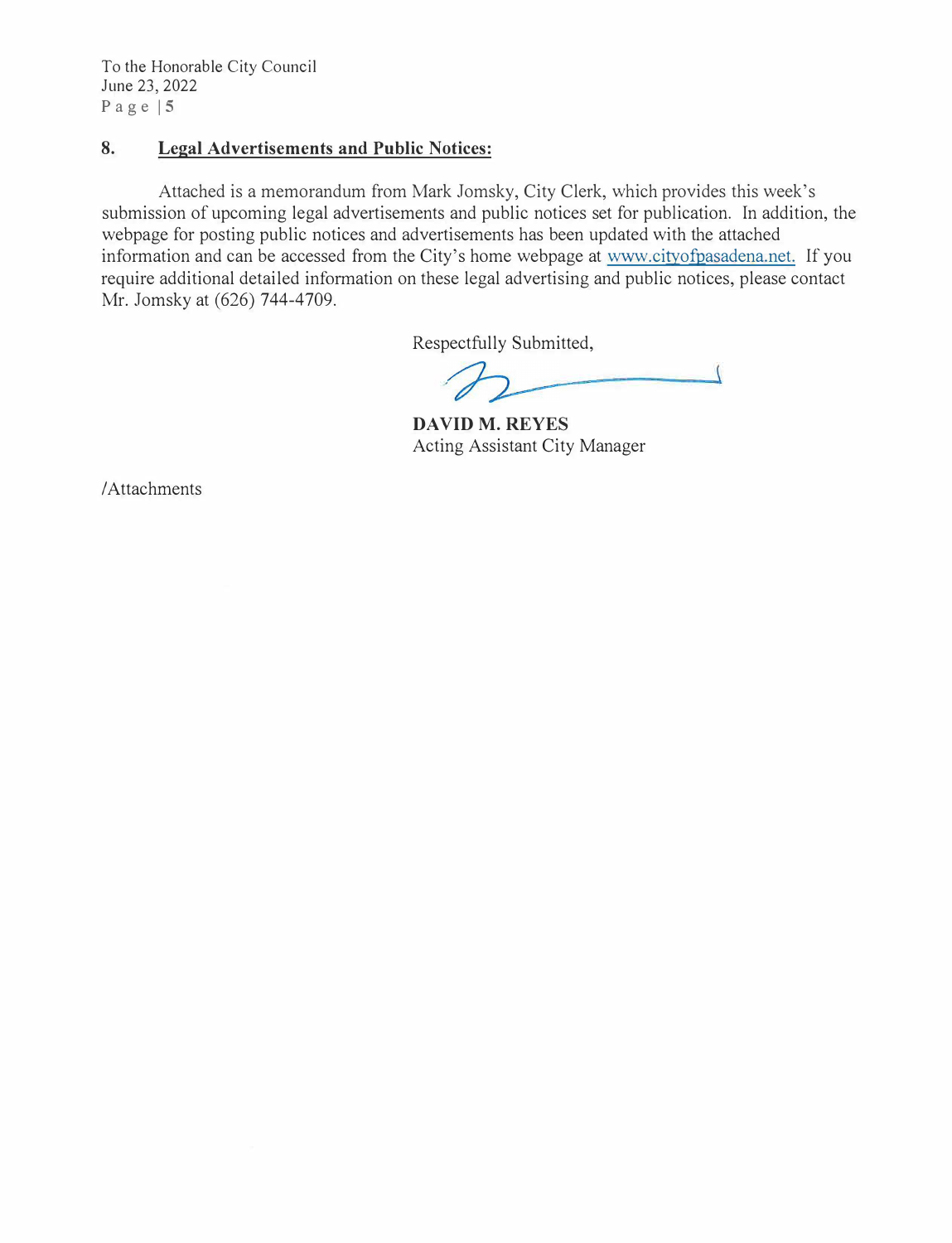## 8. Legal Advertisements and Public Notices:

Attached is a memorandum from Mark Jomsky, City Clerk, which provides this week's submission of upcoming legal advertisements and public notices set for publication. In addition, the webpage for posting public notices and advertisements has been updated with the attached information and can be accessed from the City's home webpage at www.cityofpasadena.net. If you require additional detailed information on these legal advertising and public notices, please contact Mr. Jomsky at (626) 744-4709.

Respectfully Submitted,

**DAVID M. REYES**
Acting Assistant City Manager

/Attachments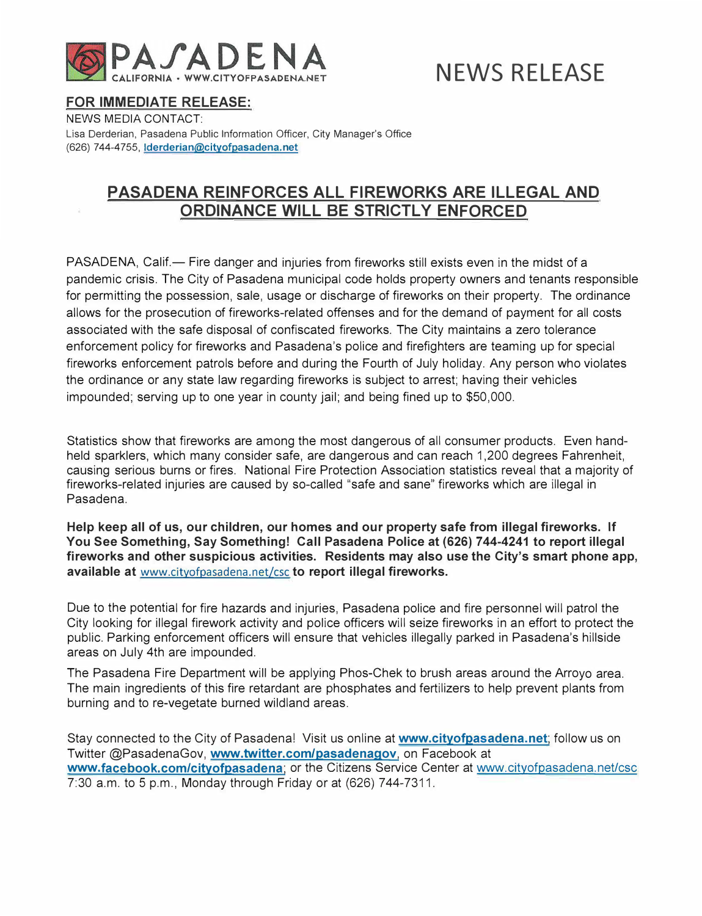PASADENA CALIFORNIA • WWW.CITYOFPASADENA.NET

# NEWS RELEASE

**FOR IMMEDIATE RELEASE:**

NEWS MEDIA CONTACT:
Lisa Derderian, Pasadena Public Information Officer, City Manager's Office
(626) 744-4755, lderderian@cityofpasadena.net

## PASADENA REINFORCES ALL FIREWORKS ARE ILLEGAL AND ORDINANCE WILL BE STRICTLY ENFORCED

PASADENA, Calif.— Fire danger and injuries from fireworks still exists even in the midst of a pandemic crisis. The City of Pasadena municipal code holds property owners and tenants responsible for permitting the possession, sale, usage or discharge of fireworks on their property. The ordinance allows for the prosecution of fireworks-related offenses and for the demand of payment for all costs associated with the safe disposal of confiscated fireworks. The City maintains a zero tolerance enforcement policy for fireworks and Pasadena's police and firefighters are teaming up for special fireworks enforcement patrols before and during the Fourth of July holiday. Any person who violates the ordinance or any state law regarding fireworks is subject to arrest; having their vehicles impounded; serving up to one year in county jail; and being fined up to $50,000.

Statistics show that fireworks are among the most dangerous of all consumer products. Even hand-held sparklers, which many consider safe, are dangerous and can reach 1,200 degrees Fahrenheit, causing serious burns or fires. National Fire Protection Association statistics reveal that a majority of fireworks-related injuries are caused by so-called "safe and sane" fireworks which are illegal in Pasadena.

**Help keep all of us, our children, our homes and our property safe from illegal fireworks. If You See Something, Say Something! Call Pasadena Police at (626) 744-4241 to report illegal fireworks and other suspicious activities. Residents may also use the City's smart phone app, available at** www.cityofpasadena.net/csc **to report illegal fireworks.**

Due to the potential for fire hazards and injuries, Pasadena police and fire personnel will patrol the City looking for illegal firework activity and police officers will seize fireworks in an effort to protect the public. Parking enforcement officers will ensure that vehicles illegally parked in Pasadena's hillside areas on July 4th are impounded.

The Pasadena Fire Department will be applying Phos-Chek to brush areas around the Arroyo area. The main ingredients of this fire retardant are phosphates and fertilizers to help prevent plants from burning and to re-vegetate burned wildland areas.

Stay connected to the City of Pasadena! Visit us online at **www.cityofpasadena.net**; follow us on Twitter @PasadenaGov, **www.twitter.com/pasadenagov**, on Facebook at **www.facebook.com/cityofpasadena**; or the Citizens Service Center at www.cityofpasadena.net/csc 7:30 a.m. to 5 p.m., Monday through Friday or at (626) 744-7311.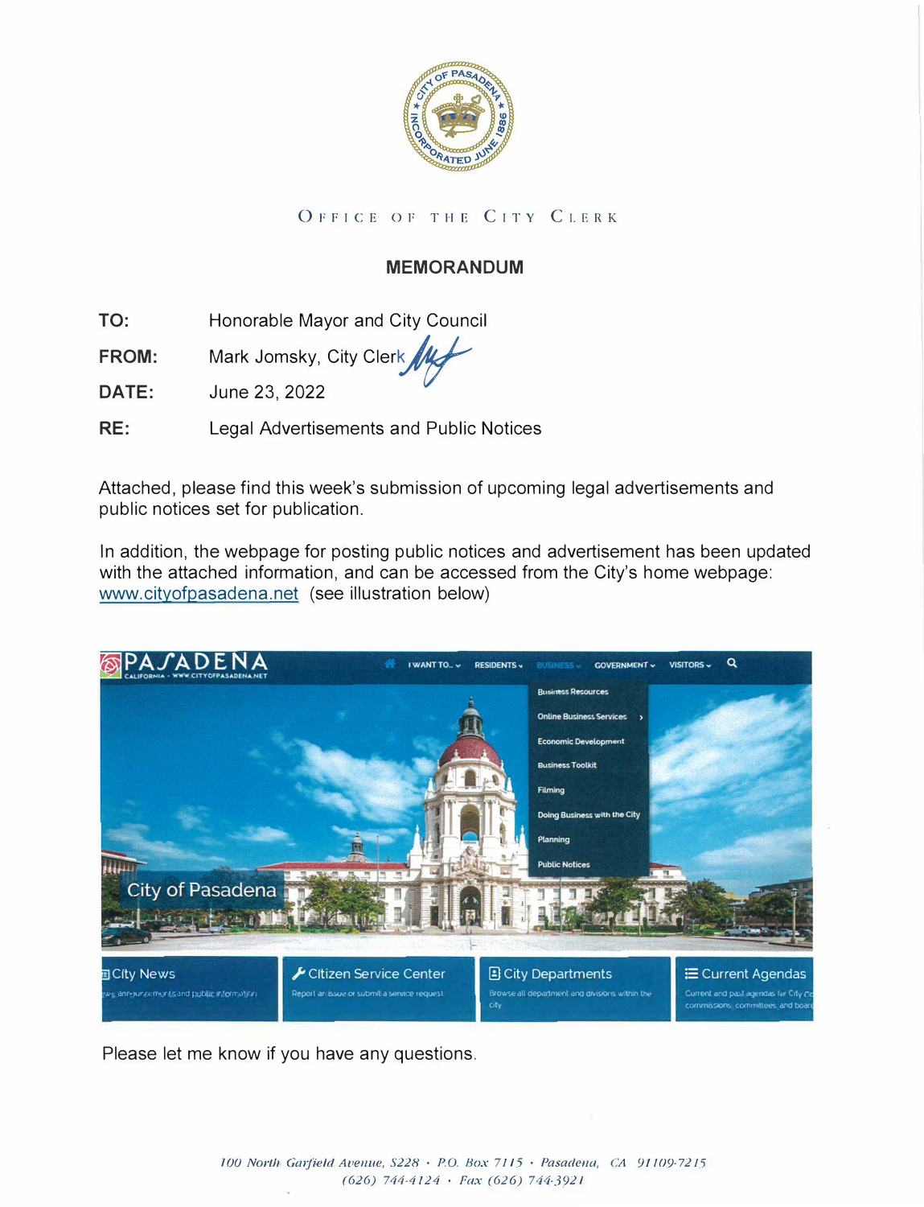OFFICE OF THE CITY CLERK

## MEMORANDUM

**TO:** Honorable Mayor and City Council

**FROM:** Mark Jomsky, City Clerk

**DATE:** June 23, 2022

**RE:** Legal Advertisements and Public Notices

Attached, please find this week's submission of upcoming legal advertisements and public notices set for publication.

In addition, the webpage for posting public notices and advertisement has been updated with the attached information, and can be accessed from the City's home webpage: www.cityofpasadena.net (see illustration below)

Please let me know if you have any questions.

*100 North Garfield Avenue, S228 • P.O. Box 7115 • Pasadena, CA 91109-7215*
*(626) 744-4124 • Fax (626) 744-3921*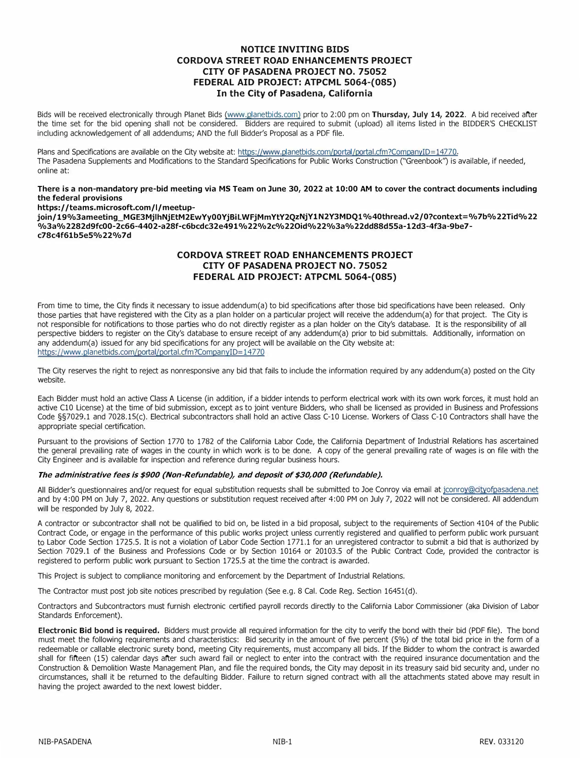# NOTICE INVITING BIDS
# CORDOVA STREET ROAD ENHANCEMENTS PROJECT
# CITY OF PASADENA PROJECT NO. 75052
# FEDERAL AID PROJECT: ATPCML 5064-(085)
## In the City of Pasadena, California

Bids will be received electronically through Planet Bids (www.planetbids.com) prior to 2:00 pm on **Thursday, July 14, 2022**. A bid received after the time set for the bid opening shall not be considered. Bidders are required to submit (upload) all items listed in the BIDDER'S CHECKLIST including acknowledgement of all addendums; AND the full Bidder's Proposal as a PDF file.

Plans and Specifications are available on the City website at: https://www.planetbids.com/portal/portal.cfm?CompanyID=14770.
The Pasadena Supplements and Modifications to the Standard Specifications for Public Works Construction ("Greenbook") is available, if needed, online at:

**There is a non-mandatory pre-bid meeting via MS Team on June 30, 2022 at 10:00 AM to cover the contract documents including the federal provisions**
**https://teams.microsoft.com/l/meetup-join/19%3ameeting_MGE3MjlhNjEtM2EwYy00YjBiLWFjMmYtY2QzNjY1N2Y3MDQ1%40thread.v2/0?context=%7b%22Tid%22%3a%2282d9fc00-2c66-4402-a28f-c6bcdc32e491%22%2c%22Oid%22%3a%22dd88d55a-12d3-4f3a-9be7-c78c4f61b5e5%22%7d**

# CORDOVA STREET ROAD ENHANCEMENTS PROJECT
# CITY OF PASADENA PROJECT NO. 75052
# FEDERAL AID PROJECT: ATPCML 5064-(085)

From time to time, the City finds it necessary to issue addendum(a) to bid specifications after those bid specifications have been released. Only those parties that have registered with the City as a plan holder on a particular project will receive the addendum(a) for that project. The City is not responsible for notifications to those parties who do not directly register as a plan holder on the City's database. It is the responsibility of all perspective bidders to register on the City's database to ensure receipt of any addendum(a) prior to bid submittals. Additionally, information on any addendum(a) issued for any bid specifications for any project will be available on the City website at: https://www.planetbids.com/portal/portal.cfm?CompanyID=14770

The City reserves the right to reject as nonresponsive any bid that fails to include the information required by any addendum(a) posted on the City website.

Each Bidder must hold an active Class A License (in addition, if a bidder intends to perform electrical work with its own work forces, it must hold an active C10 License) at the time of bid submission, except as to joint venture Bidders, who shall be licensed as provided in Business and Professions Code §§7029.1 and 7028.15(c). Electrical subcontractors shall hold an active Class C-10 License. Workers of Class C-10 Contractors shall have the appropriate special certification.

Pursuant to the provisions of Section 1770 to 1782 of the California Labor Code, the California Department of Industrial Relations has ascertained the general prevailing rate of wages in the county in which work is to be done. A copy of the general prevailing rate of wages is on file with the City Engineer and is available for inspection and reference during regular business hours.

***The administrative fees is $900 (Non-Refundable), and deposit of $30,000 (Refundable).***

All Bidder's questionnaires and/or request for equal substitution requests shall be submitted to Joe Conroy via email at jconroy@cityofpasadena.net and by 4:00 PM on July 7, 2022. Any questions or substitution request received after 4:00 PM on July 7, 2022 will not be considered. All addendum will be responded by July 8, 2022.

A contractor or subcontractor shall not be qualified to bid on, be listed in a bid proposal, subject to the requirements of Section 4104 of the Public Contract Code, or engage in the performance of this public works project unless currently registered and qualified to perform public work pursuant to Labor Code Section 1725.5. It is not a violation of Labor Code Section 1771.1 for an unregistered contractor to submit a bid that is authorized by Section 7029.1 of the Business and Professions Code or by Section 10164 or 20103.5 of the Public Contract Code, provided the contractor is registered to perform public work pursuant to Section 1725.5 at the time the contract is awarded.

This Project is subject to compliance monitoring and enforcement by the Department of Industrial Relations.

The Contractor must post job site notices prescribed by regulation (See e.g. 8 Cal. Code Reg. Section 16451(d).

Contractors and Subcontractors must furnish electronic certified payroll records directly to the California Labor Commissioner (aka Division of Labor Standards Enforcement).

**Electronic Bid bond is required.** Bidders must provide all required information for the city to verify the bond with their bid (PDF file). The bond must meet the following requirements and characteristics: Bid security in the amount of five percent (5%) of the total bid price in the form of a redeemable or callable electronic surety bond, meeting City requirements, must accompany all bids. If the Bidder to whom the contract is awarded shall for fifteen (15) calendar days after such award fail or neglect to enter into the contract with the required insurance documentation and the Construction & Demolition Waste Management Plan, and file the required bonds, the City may deposit in its treasury said bid security and, under no circumstances, shall it be returned to the defaulting Bidder. Failure to return signed contract with all the attachments stated above may result in having the project awarded to the next lowest bidder.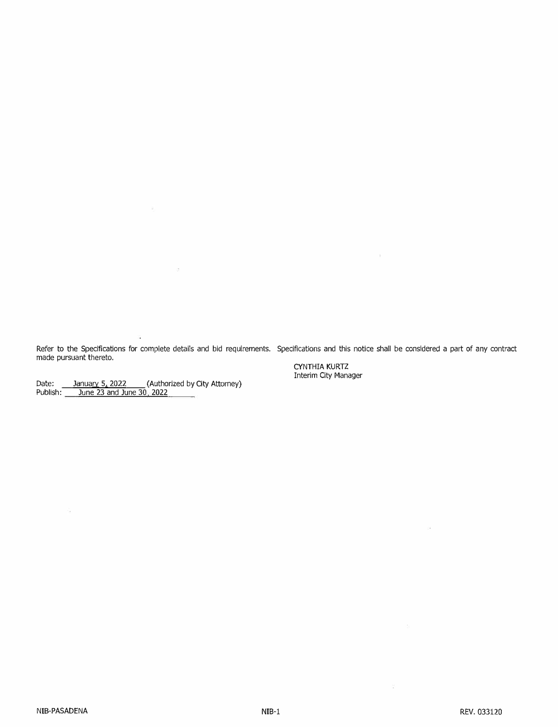Refer to the Specifications for complete details and bid requirements. Specifications and this notice shall be considered a part of any contract made pursuant thereto.

CYNTHIA KURTZ
Interim City Manager

Date: January 5, 2022 (Authorized by City Attorney)
Publish: June 23 and June 30, 2022